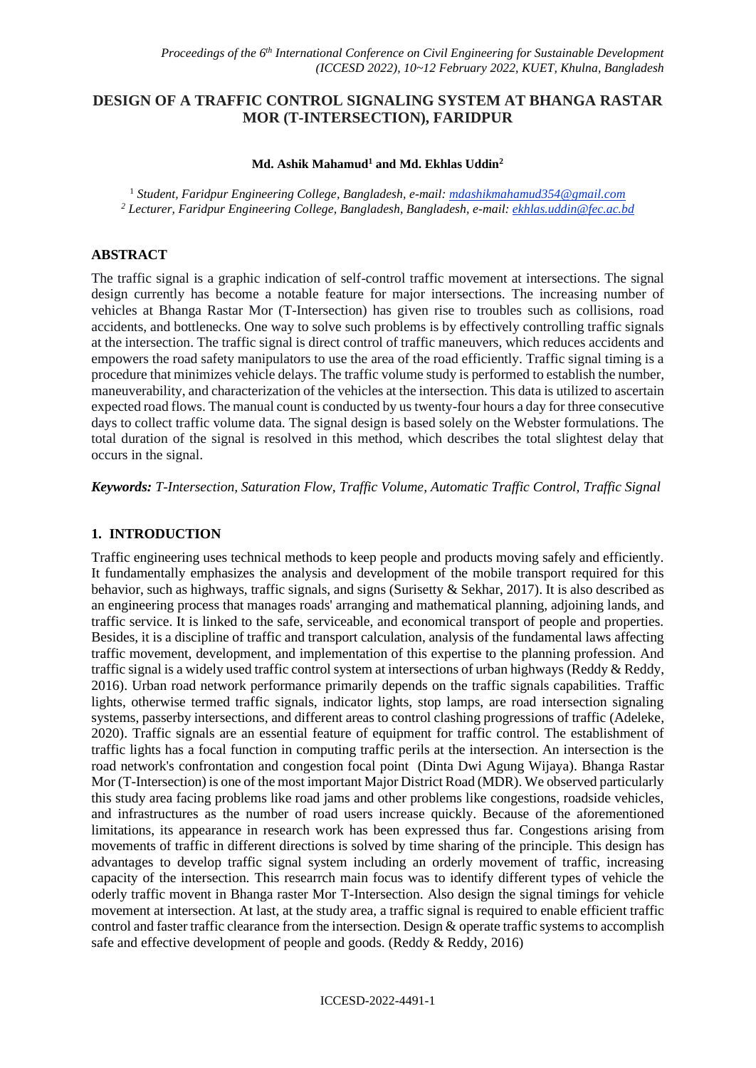# DESIGN OF A TRAFFIC CONTROL SIGNALING SYSTEM AT BHANGA RASTAR MOR (T-INTERSECTION), FARIDPUR

**Md. Ashik Mahamud[1] and Md. Ekhlas Uddin[2]**

[1] *Student, Faridpur Engineering College, Bangladesh, e-mail: mdashikmahamud354@gmail.com*
[2] *Lecturer, Faridpur Engineering College, Bangladesh, Bangladesh, e-mail: ekhlas.uddin@fec.ac.bd*

## ABSTRACT

The traffic signal is a graphic indication of self-control traffic movement at intersections. The signal design currently has become a notable feature for major intersections. The increasing number of vehicles at Bhanga Rastar Mor (T-Intersection) has given rise to troubles such as collisions, road accidents, and bottlenecks. One way to solve such problems is by effectively controlling traffic signals at the intersection. The traffic signal is direct control of traffic maneuvers, which reduces accidents and empowers the road safety manipulators to use the area of the road efficiently. Traffic signal timing is a procedure that minimizes vehicle delays. The traffic volume study is performed to establish the number, maneuverability, and characterization of the vehicles at the intersection. This data is utilized to ascertain expected road flows. The manual count is conducted by us twenty-four hours a day for three consecutive days to collect traffic volume data. The signal design is based solely on the Webster formulations. The total duration of the signal is resolved in this method, which describes the total slightest delay that occurs in the signal.

***Keywords:*** *T-Intersection, Saturation Flow, Traffic Volume, Automatic Traffic Control, Traffic Signal*

## 1. INTRODUCTION

Traffic engineering uses technical methods to keep people and products moving safely and efficiently. It fundamentally emphasizes the analysis and development of the mobile transport required for this behavior, such as highways, traffic signals, and signs (Surisetty & Sekhar, 2017). It is also described as an engineering process that manages roads' arranging and mathematical planning, adjoining lands, and traffic service. It is linked to the safe, serviceable, and economical transport of people and properties. Besides, it is a discipline of traffic and transport calculation, analysis of the fundamental laws affecting traffic movement, development, and implementation of this expertise to the planning profession. And traffic signal is a widely used traffic control system at intersections of urban highways (Reddy & Reddy, 2016). Urban road network performance primarily depends on the traffic signals capabilities. Traffic lights, otherwise termed traffic signals, indicator lights, stop lamps, are road intersection signaling systems, passerby intersections, and different areas to control clashing progressions of traffic (Adeleke, 2020). Traffic signals are an essential feature of equipment for traffic control. The establishment of traffic lights has a focal function in computing traffic perils at the intersection. An intersection is the road network's confrontation and congestion focal point (Dinta Dwi Agung Wijaya). Bhanga Rastar Mor (T-Intersection) is one of the most important Major District Road (MDR). We observed particularly this study area facing problems like road jams and other problems like congestions, roadside vehicles, and infrastructures as the number of road users increase quickly. Because of the aforementioned limitations, its appearance in research work has been expressed thus far. Congestions arising from movements of traffic in different directions is solved by time sharing of the principle. This design has advantages to develop traffic signal system including an orderly movement of traffic, increasing capacity of the intersection. This researrch main focus was to identify different types of vehicle the oderly traffic movent in Bhanga raster Mor T-Intersection. Also design the signal timings for vehicle movement at intersection. At last, at the study area, a traffic signal is required to enable efficient traffic control and faster traffic clearance from the intersection. Design & operate traffic systems to accomplish safe and effective development of people and goods. (Reddy & Reddy, 2016)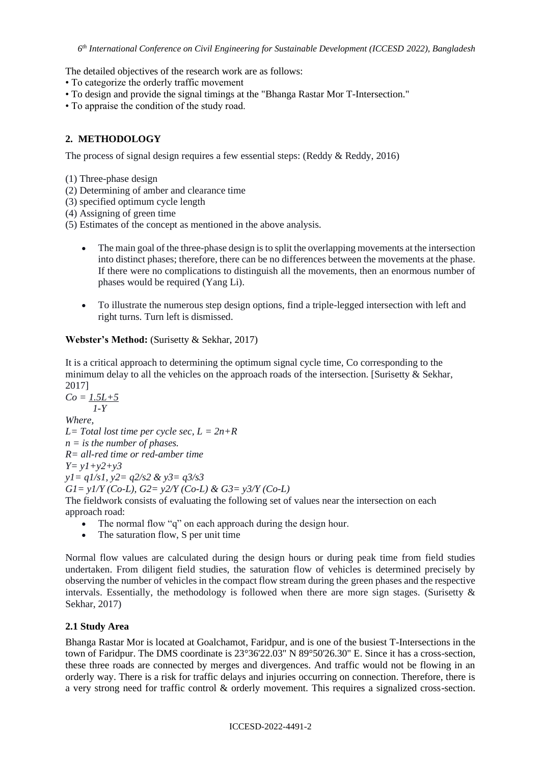The detailed objectives of the research work are as follows:

- To categorize the orderly traffic movement
- To design and provide the signal timings at the "Bhanga Rastar Mor T-Intersection."
- To appraise the condition of the study road.

## 2. METHODOLOGY

The process of signal design requires a few essential steps: (Reddy & Reddy, 2016)

(1) Three-phase design
(2) Determining of amber and clearance time
(3) specified optimum cycle length
(4) Assigning of green time
(5) Estimates of the concept as mentioned in the above analysis.

- The main goal of the three-phase design is to split the overlapping movements at the intersection into distinct phases; therefore, there can be no differences between the movements at the phase. If there were no complications to distinguish all the movements, then an enormous number of phases would be required (Yang Li).

- To illustrate the numerous step design options, find a triple-legged intersection with left and right turns. Turn left is dismissed.

**Webster's Method:** (Surisetty & Sekhar, 2017)

It is a critical approach to determining the optimum signal cycle time, Co corresponding to the minimum delay to all the vehicles on the approach roads of the intersection. [Surisetty & Sekhar, 2017]

$$C_o = \frac{1.5L+5}{1-Y}$$

*Where,*

*L= Total lost time per cycle sec,* $L = 2n+R$

*n = is the number of phases.*

*R= all-red time or red-amber time*

$Y = y_1+y_2+y_3$

$y_1 = q_1/s_1$, $y_2 = q_2/s_2$ & $y_3 = q_3/s_3$

$G_1 = y_1/Y\ (C_o-L)$, $G_2 = y_2/Y\ (C_o-L)$ & $G_3 = y_3/Y\ (C_o-L)$

The fieldwork consists of evaluating the following set of values near the intersection on each approach road:

- The normal flow "q" on each approach during the design hour.
- The saturation flow, S per unit time

Normal flow values are calculated during the design hours or during peak time from field studies undertaken. From diligent field studies, the saturation flow of vehicles is determined precisely by observing the number of vehicles in the compact flow stream during the green phases and the respective intervals. Essentially, the methodology is followed when there are more sign stages. (Surisetty & Sekhar, 2017)

### 2.1 Study Area

Bhanga Rastar Mor is located at Goalchamot, Faridpur, and is one of the busiest T-Intersections in the town of Faridpur. The DMS coordinate is 23°36'22.03" N 89°50'26.30" E. Since it has a cross-section, these three roads are connected by merges and divergences. And traffic would not be flowing in an orderly way. There is a risk for traffic delays and injuries occurring on connection. Therefore, there is a very strong need for traffic control & orderly movement. This requires a signalized cross-section.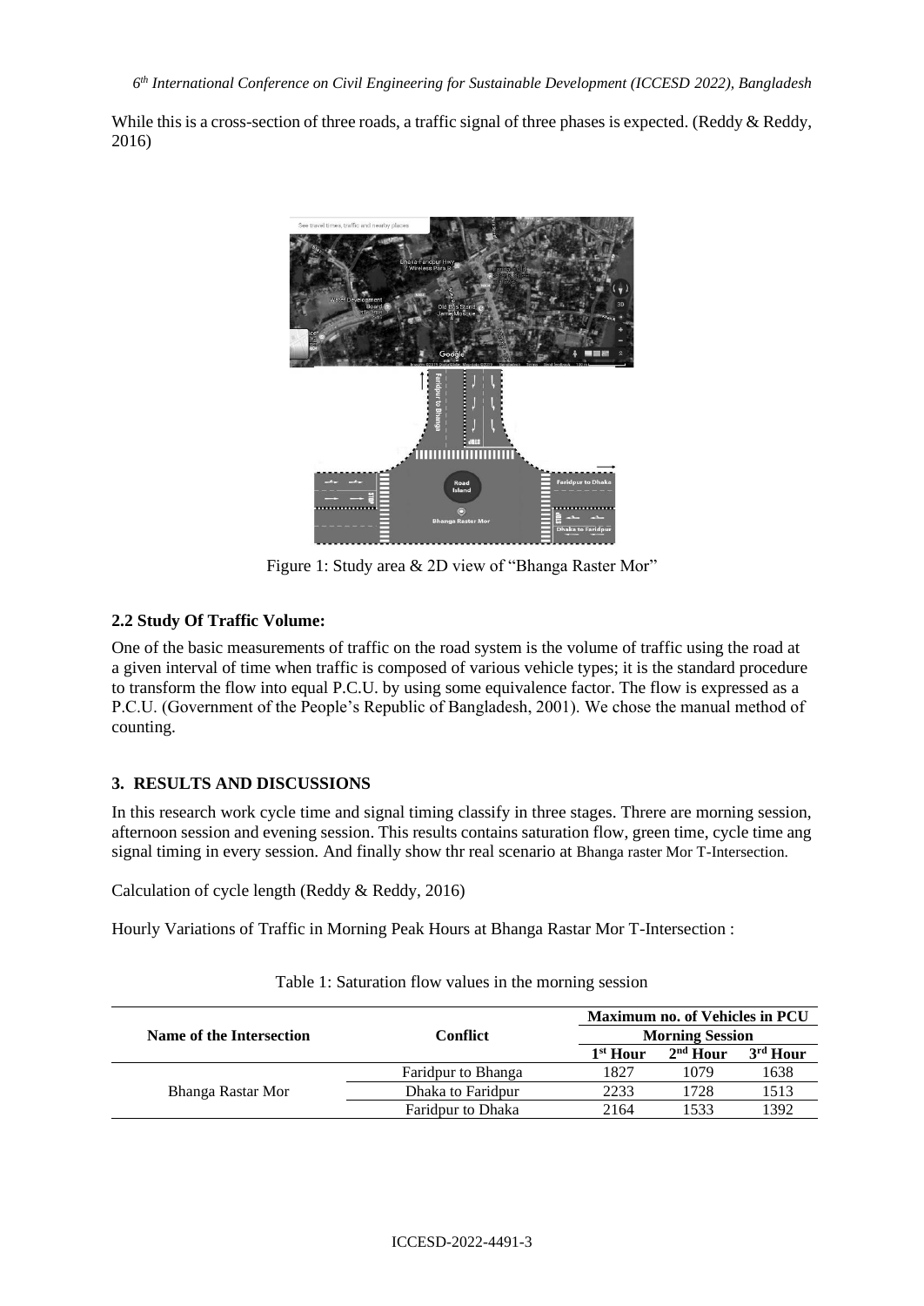While this is a cross-section of three roads, a traffic signal of three phases is expected. (Reddy & Reddy, 2016)

Figure 1: Study area & 2D view of "Bhanga Raster Mor"

### 2.2 Study Of Traffic Volume:

One of the basic measurements of traffic on the road system is the volume of traffic using the road at a given interval of time when traffic is composed of various vehicle types; it is the standard procedure to transform the flow into equal P.C.U. by using some equivalence factor. The flow is expressed as a P.C.U. (Government of the People's Republic of Bangladesh, 2001). We chose the manual method of counting.

## 3. RESULTS AND DISCUSSIONS

In this research work cycle time and signal timing classify in three stages. Threre are morning session, afternoon session and evening session. This results contains saturation flow, green time, cycle time ang signal timing in every session. And finally show thr real scenario at Bhanga raster Mor T-Intersection.

Calculation of cycle length (Reddy & Reddy, 2016)

Hourly Variations of Traffic in Morning Peak Hours at Bhanga Rastar Mor T-Intersection :

Table 1: Saturation flow values in the morning session

| Name of the Intersection | Conflict | Maximum no. of Vehicles in PCU | | |
|---|---|---|---|---|
| | | Morning Session | | |
| | | 1st Hour | 2nd Hour | 3rd Hour |
| Bhanga Rastar Mor | Faridpur to Bhanga | 1827 | 1079 | 1638 |
| | Dhaka to Faridpur | 2233 | 1728 | 1513 |
| | Faridpur to Dhaka | 2164 | 1533 | 1392 |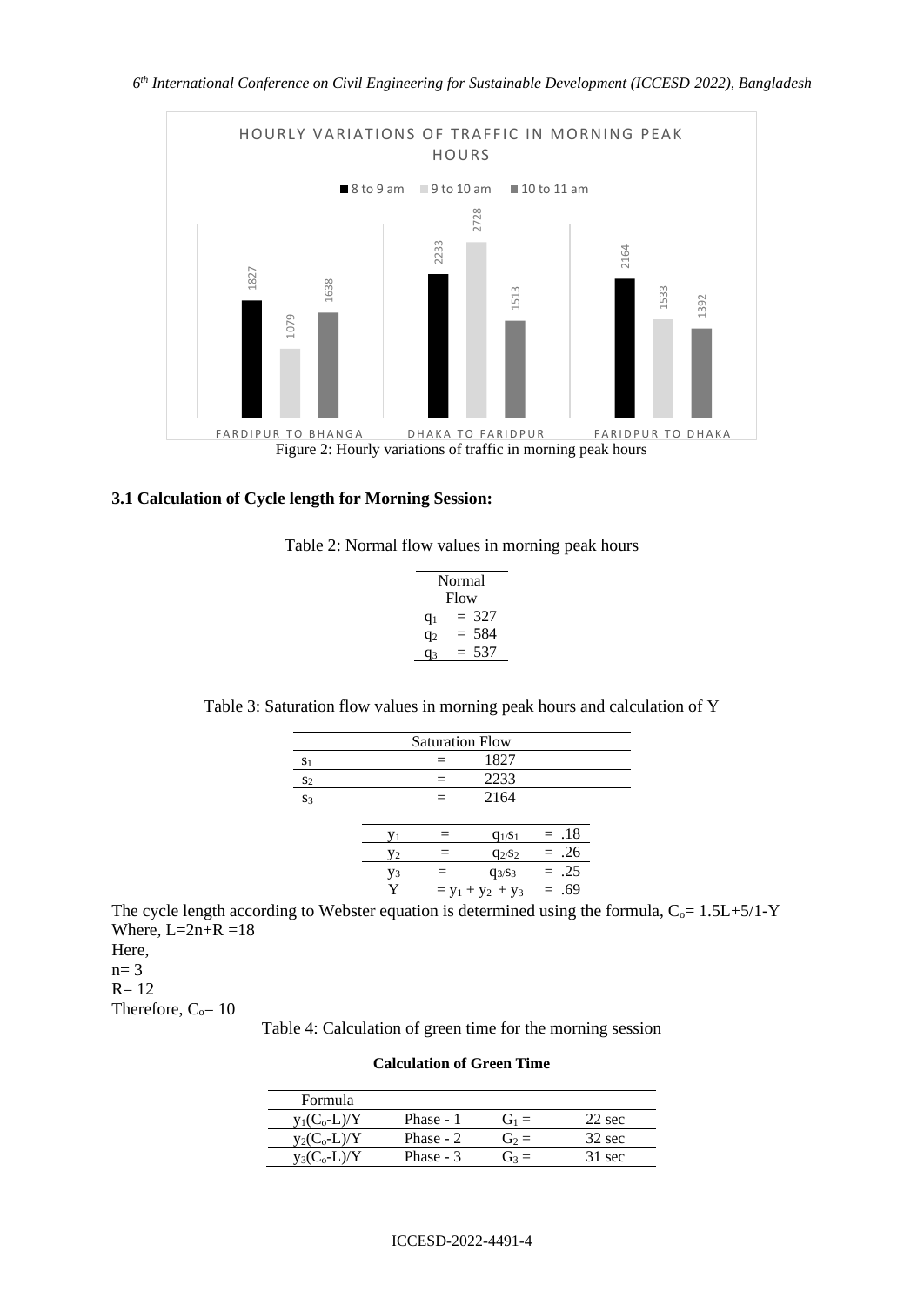Figure 2: Hourly variations of traffic in morning peak hours

### 3.1 Calculation of Cycle length for Morning Session:

Table 2: Normal flow values in morning peak hours

| Normal Flow | |
|---|---|
| $q_1$ | = 327 |
| $q_2$ | = 584 |
| $q_3$ | = 537 |

Table 3: Saturation flow values in morning peak hours and calculation of Y

| Saturation Flow | | |
|---|---|---|
| $s_1$ | = | 1827 |
| $s_2$ | = | 2233 |
| $s_3$ | = | 2164 |

| | | | |
|---|---|---|---|
| $y_1$ | = | $q_1/s_1$ | = .18 |
| $y_2$ | = | $q_2/s_2$ | = .26 |
| $y_3$ | = | $q_3/s_3$ | = .25 |
| Y | | $= y_1 + y_2 + y_3$ | = .69 |

The cycle length according to Webster equation is determined using the formula, $C_o = 1.5L+5/1-Y$

Where, $L=2n+R=18$

Here,

$n= 3$

$R= 12$

Therefore, $C_o= 10$

Table 4: Calculation of green time for the morning session

| **Calculation of Green Time** | | | |
|---|---|---|---|
| Formula | | | |
| $y_1(C_o-L)/Y$ | Phase - 1 | $G_1 =$ | 22 sec |
| $y_2(C_o-L)/Y$ | Phase - 2 | $G_2 =$ | 32 sec |
| $y_3(C_o-L)/Y$ | Phase - 3 | $G_3 =$ | 31 sec |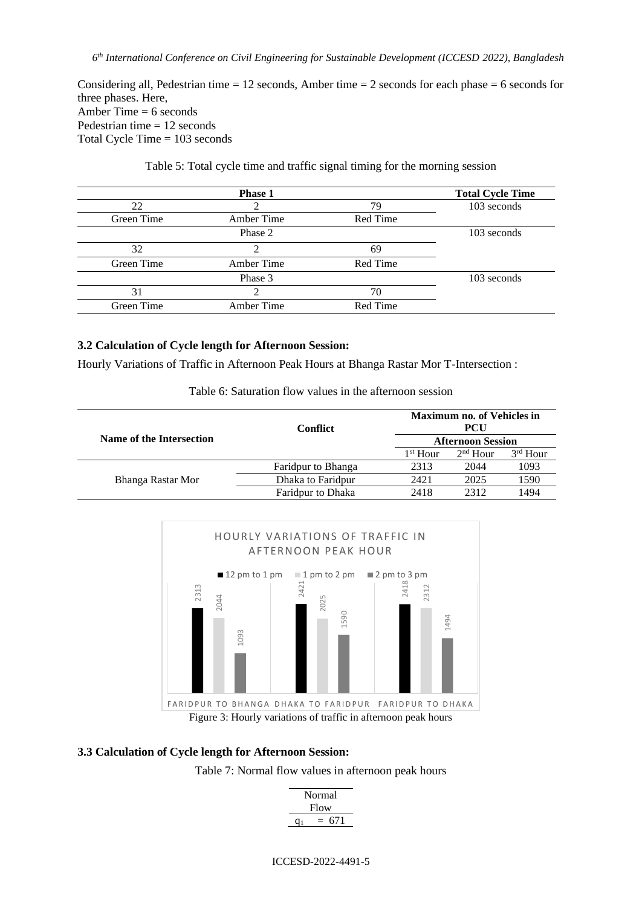Considering all, Pedestrian time = 12 seconds, Amber time = 2 seconds for each phase = 6 seconds for three phases. Here,
Amber Time = 6 seconds
Pedestrian time = 12 seconds
Total Cycle Time = 103 seconds

Table 5: Total cycle time and traffic signal timing for the morning session

| | **Phase 1** | | **Total Cycle Time** |
|---|---|---|---|
| 22 | 2 | 79 | 103 seconds |
| Green Time | Amber Time | Red Time | |
| | Phase 2 | | 103 seconds |
| 32 | 2 | 69 | |
| Green Time | Amber Time | Red Time | |
| | Phase 3 | | 103 seconds |
| 31 | 2 | 70 | |
| Green Time | Amber Time | Red Time | |

### 3.2 Calculation of Cycle length for Afternoon Session:

Hourly Variations of Traffic in Afternoon Peak Hours at Bhanga Rastar Mor T-Intersection :

Table 6: Saturation flow values in the afternoon session

| **Name of the Intersection** | **Conflict** | **Maximum no. of Vehicles in PCU** | | |
|---|---|---|---|---|
| | | **Afternoon Session** | | |
| | | 1st Hour | 2nd Hour | 3rd Hour |
| Bhanga Rastar Mor | Faridpur to Bhanga | 2313 | 2044 | 1093 |
| | Dhaka to Faridpur | 2421 | 2025 | 1590 |
| | Faridpur to Dhaka | 2418 | 2312 | 1494 |

Figure 3: Hourly variations of traffic in afternoon peak hours

### 3.3 Calculation of Cycle length for Afternoon Session:

Table 7: Normal flow values in afternoon peak hours

| Normal Flow |
|---|
| $q_1$ = 671 |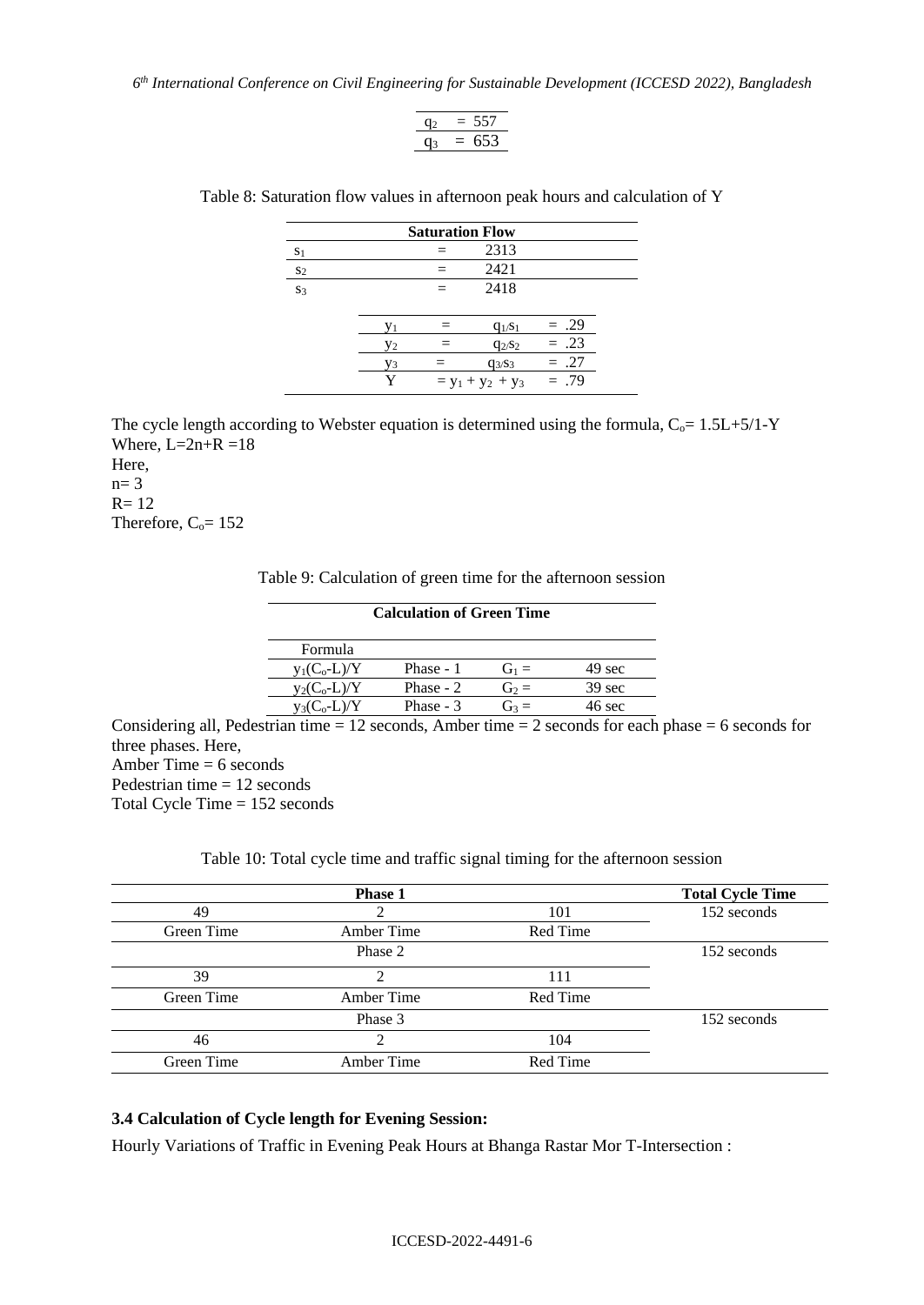| | |
|---|---|
| $q_2$ | = 557 |
| $q_3$ | = 653 |

Table 8: Saturation flow values in afternoon peak hours and calculation of Y

| Saturation Flow | | | |
|---|---|---|---|
| $s_1$ | = | 2313 | |
| $s_2$ | = | 2421 | |
| $s_3$ | = | 2418 | |
| $y_1$ | = | $q_1/s_1$ | = .29 |
| $y_2$ | = | $q_2/s_2$ | = .23 |
| $y_3$ | = | $q_3/s_3$ | = .27 |
| Y | = $y_1 + y_2 + y_3$ | | = .79 |

The cycle length according to Webster equation is determined using the formula, $C_o$= 1.5L+5/1-Y
Where, L=2n+R =18
Here,
n= 3
R= 12
Therefore, $C_o$= 152

Table 9: Calculation of green time for the afternoon session

| Calculation of Green Time | | | |
|---|---|---|---|
| Formula | | | |
| $y_1(C_o\text{-}L)/Y$ | Phase - 1 | $G_1$ = | 49 sec |
| $y_2(C_o\text{-}L)/Y$ | Phase - 2 | $G_2$ = | 39 sec |
| $y_3(C_o\text{-}L)/Y$ | Phase - 3 | $G_3$ = | 46 sec |

Considering all, Pedestrian time = 12 seconds, Amber time = 2 seconds for each phase = 6 seconds for three phases. Here,
Amber Time = 6 seconds
Pedestrian time = 12 seconds
Total Cycle Time = 152 seconds

Table 10: Total cycle time and traffic signal timing for the afternoon session

| Phase 1 | | | Total Cycle Time |
|---|---|---|---|
| 49 | 2 | 101 | 152 seconds |
| Green Time | Amber Time | Red Time | |
| | Phase 2 | | 152 seconds |
| 39 | 2 | 111 | |
| Green Time | Amber Time | Red Time | |
| | Phase 3 | | 152 seconds |
| 46 | 2 | 104 | |
| Green Time | Amber Time | Red Time | |

### 3.4 Calculation of Cycle length for Evening Session:

Hourly Variations of Traffic in Evening Peak Hours at Bhanga Rastar Mor T-Intersection :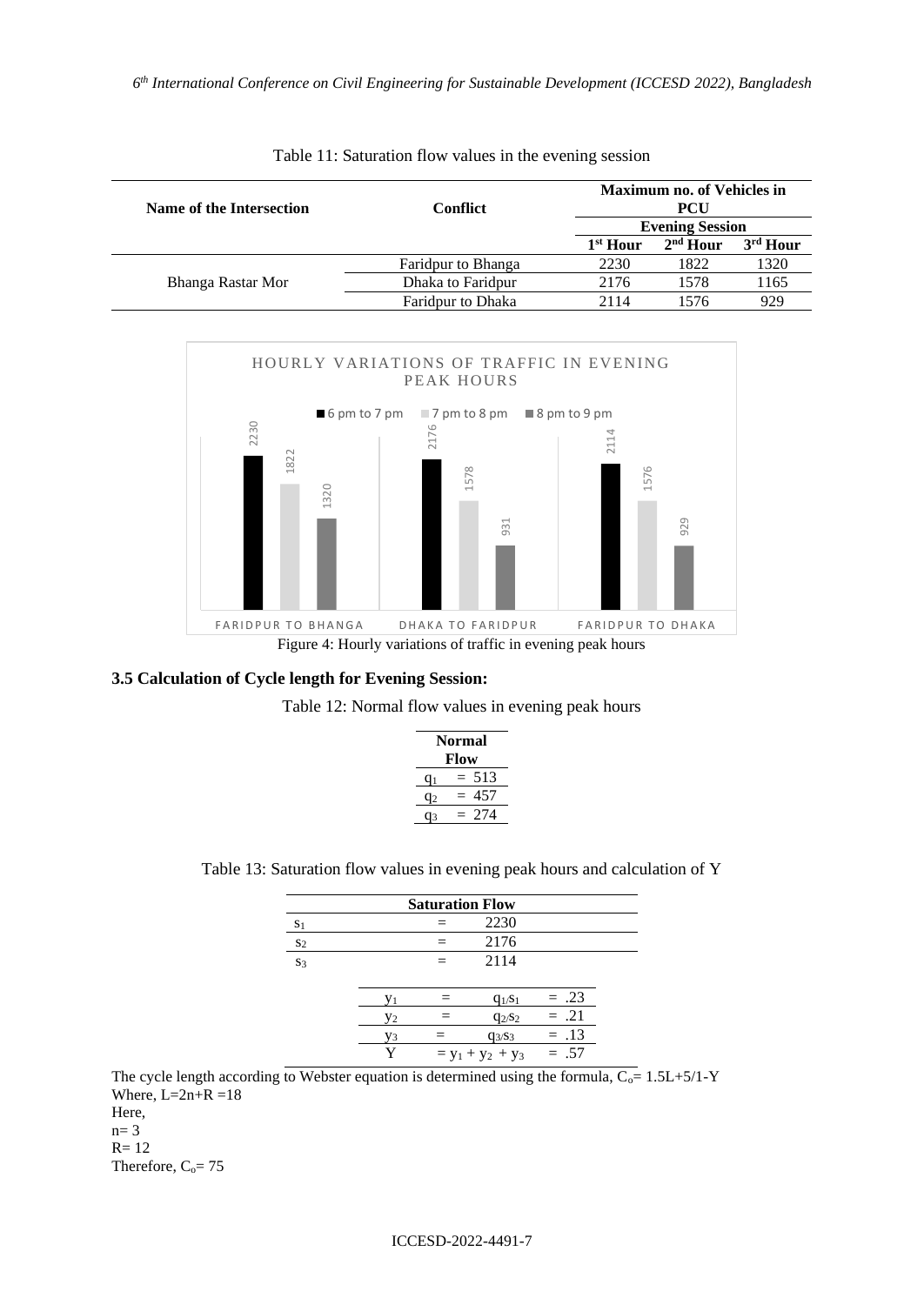Table 11: Saturation flow values in the evening session

| Name of the Intersection | Conflict | Maximum no. of Vehicles in PCU | | |
|---|---|---|---|---|
| | | Evening Session | | |
| | | 1st Hour | 2nd Hour | 3rd Hour |
| Bhanga Rastar Mor | Faridpur to Bhanga | 2230 | 1822 | 1320 |
| | Dhaka to Faridpur | 2176 | 1578 | 1165 |
| | Faridpur to Dhaka | 2114 | 1576 | 929 |

HOURLY VARIATIONS OF TRAFFIC IN EVENING PEAK HOURS

| | 6 pm to 7 pm | 7 pm to 8 pm | 8 pm to 9 pm |
|---|---|---|---|
| FARIDPUR TO BHANGA | 2230 | 1822 | 1320 |
| DHAKA TO FARIDPUR | 2176 | 1578 | 931 |
| FARIDPUR TO DHAKA | 2114 | 1576 | 929 |

Figure 4: Hourly variations of traffic in evening peak hours

### 3.5 Calculation of Cycle length for Evening Session:

Table 12: Normal flow values in evening peak hours

| Normal Flow |
|---|
| $q_1$ = 513 |
| $q_2$ = 457 |
| $q_3$ = 274 |

Table 13: Saturation flow values in evening peak hours and calculation of Y

| Saturation Flow | | |
|---|---|---|
| $s_1$ | = | 2230 |
| $s_2$ | = | 2176 |
| $s_3$ | = | 2114 |

| | | | |
|---|---|---|---|
| $y_1$ | = | $q_1/s_1$ | = .23 |
| $y_2$ | = | $q_2/s_2$ | = .21 |
| $y_3$ | = | $q_3/s_3$ | = .13 |
| Y | | $= y_1 + y_2 + y_3$ | = .57 |

The cycle length according to Webster equation is determined using the formula, $C_o$= 1.5L+5/1-Y

Where, L=2n+R =18

Here,

n= 3

R= 12

Therefore, $C_o$= 75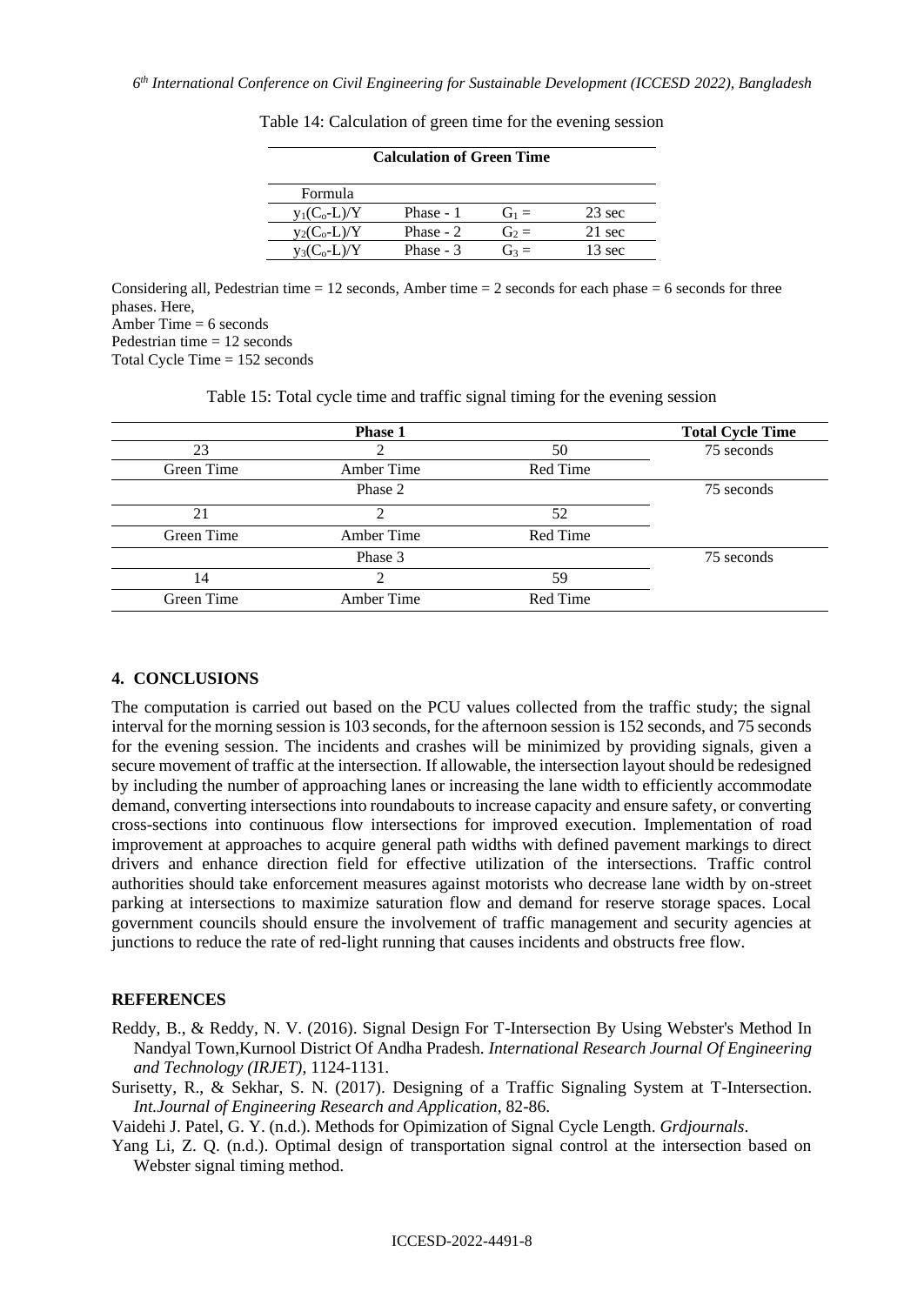Table 14: Calculation of green time for the evening session

| Calculation of Green Time | | | |
|---|---|---|---|
| Formula | | | |
| $y_1(C_o\text{-}L)/Y$ | Phase - 1 | $G_1 =$ | 23 sec |
| $y_2(C_o\text{-}L)/Y$ | Phase - 2 | $G_2 =$ | 21 sec |
| $y_3(C_o\text{-}L)/Y$ | Phase - 3 | $G_3 =$ | 13 sec |

Considering all, Pedestrian time = 12 seconds, Amber time = 2 seconds for each phase = 6 seconds for three phases. Here,
Amber Time = 6 seconds
Pedestrian time = 12 seconds
Total Cycle Time = 152 seconds

Table 15: Total cycle time and traffic signal timing for the evening session

| Phase 1 | | | Total Cycle Time |
|---|---|---|---|
| 23 | 2 | 50 | 75 seconds |
| Green Time | Amber Time | Red Time | |
| | Phase 2 | | 75 seconds |
| 21 | 2 | 52 | |
| Green Time | Amber Time | Red Time | |
| | Phase 3 | | 75 seconds |
| 14 | 2 | 59 | |
| Green Time | Amber Time | Red Time | |

## 4. CONCLUSIONS

The computation is carried out based on the PCU values collected from the traffic study; the signal interval for the morning session is 103 seconds, for the afternoon session is 152 seconds, and 75 seconds for the evening session. The incidents and crashes will be minimized by providing signals, given a secure movement of traffic at the intersection. If allowable, the intersection layout should be redesigned by including the number of approaching lanes or increasing the lane width to efficiently accommodate demand, converting intersections into roundabouts to increase capacity and ensure safety, or converting cross-sections into continuous flow intersections for improved execution. Implementation of road improvement at approaches to acquire general path widths with defined pavement markings to direct drivers and enhance direction field for effective utilization of the intersections. Traffic control authorities should take enforcement measures against motorists who decrease lane width by on-street parking at intersections to maximize saturation flow and demand for reserve storage spaces. Local government councils should ensure the involvement of traffic management and security agencies at junctions to reduce the rate of red-light running that causes incidents and obstructs free flow.

## REFERENCES

Reddy, B., & Reddy, N. V. (2016). Signal Design For T-Intersection By Using Webster's Method In Nandyal Town,Kurnool District Of Andha Pradesh. *International Research Journal Of Engineering and Technology (IRJET)*, 1124-1131.

Surisetty, R., & Sekhar, S. N. (2017). Designing of a Traffic Signaling System at T-Intersection. *Int.Journal of Engineering Research and Application*, 82-86.

Vaidehi J. Patel, G. Y. (n.d.). Methods for Opimization of Signal Cycle Length. *Grdjournals*.

Yang Li, Z. Q. (n.d.). Optimal design of transportation signal control at the intersection based on Webster signal timing method.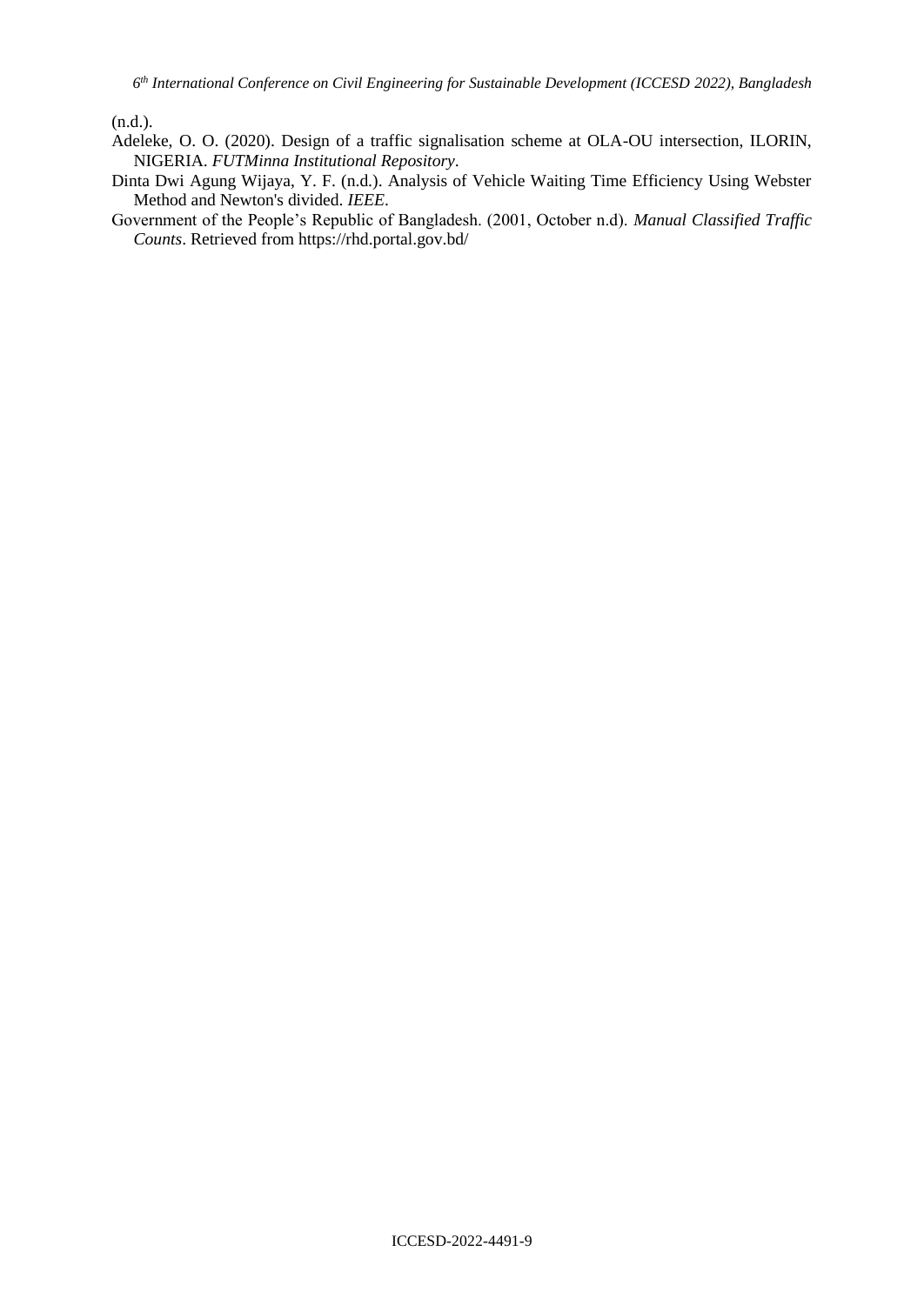(n.d.).

Adeleke, O. O. (2020). Design of a traffic signalisation scheme at OLA-OU intersection, ILORIN, NIGERIA. *FUTMinna Institutional Repository*.

Dinta Dwi Agung Wijaya, Y. F. (n.d.). Analysis of Vehicle Waiting Time Efficiency Using Webster Method and Newton's divided. *IEEE*.

Government of the People's Republic of Bangladesh. (2001, October n.d). *Manual Classified Traffic Counts*. Retrieved from https://rhd.portal.gov.bd/